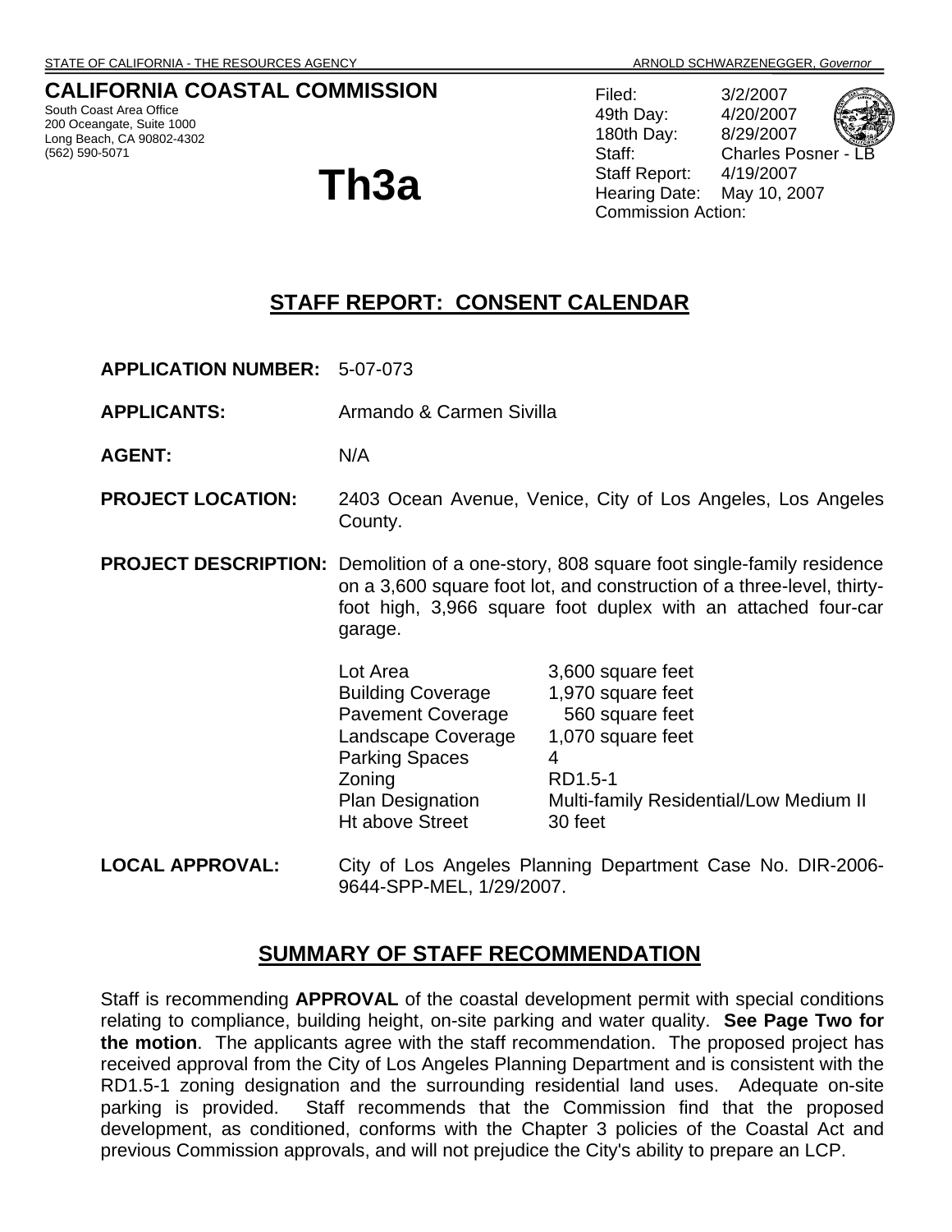STATE OF CALIFORNIA - THE RESOURCES AGENCY ARNOLD SCHWARZENEGGER, *Governor*

# CALIFORNIA COASTAL COMMISSION

South Coast Area Office
200 Oceangate, Suite 1000
Long Beach, CA 90802-4302
(562) 590-5071

# Th3a

Filed: 3/2/2007
49th Day: 4/20/2007
180th Day: 8/29/2007
Staff: Charles Posner - LB
Staff Report: 4/19/2007
Hearing Date: May 10, 2007
Commission Action:

## STAFF REPORT: CONSENT CALENDAR

**APPLICATION NUMBER:** 5-07-073

**APPLICANTS:** Armando & Carmen Sivilla

**AGENT:** N/A

**PROJECT LOCATION:** 2403 Ocean Avenue, Venice, City of Los Angeles, Los Angeles County.

**PROJECT DESCRIPTION:** Demolition of a one-story, 808 square foot single-family residence on a 3,600 square foot lot, and construction of a three-level, thirty-foot high, 3,966 square foot duplex with an attached four-car garage.

| | |
|---|---|
| Lot Area | 3,600 square feet |
| Building Coverage | 1,970 square feet |
| Pavement Coverage | 560 square feet |
| Landscape Coverage | 1,070 square feet |
| Parking Spaces | 4 |
| Zoning | RD1.5-1 |
| Plan Designation | Multi-family Residential/Low Medium II |
| Ht above Street | 30 feet |

**LOCAL APPROVAL:** City of Los Angeles Planning Department Case No. DIR-2006-9644-SPP-MEL, 1/29/2007.

## SUMMARY OF STAFF RECOMMENDATION

Staff is recommending **APPROVAL** of the coastal development permit with special conditions relating to compliance, building height, on-site parking and water quality. **See Page Two for the motion**. The applicants agree with the staff recommendation. The proposed project has received approval from the City of Los Angeles Planning Department and is consistent with the RD1.5-1 zoning designation and the surrounding residential land uses. Adequate on-site parking is provided. Staff recommends that the Commission find that the proposed development, as conditioned, conforms with the Chapter 3 policies of the Coastal Act and previous Commission approvals, and will not prejudice the City's ability to prepare an LCP.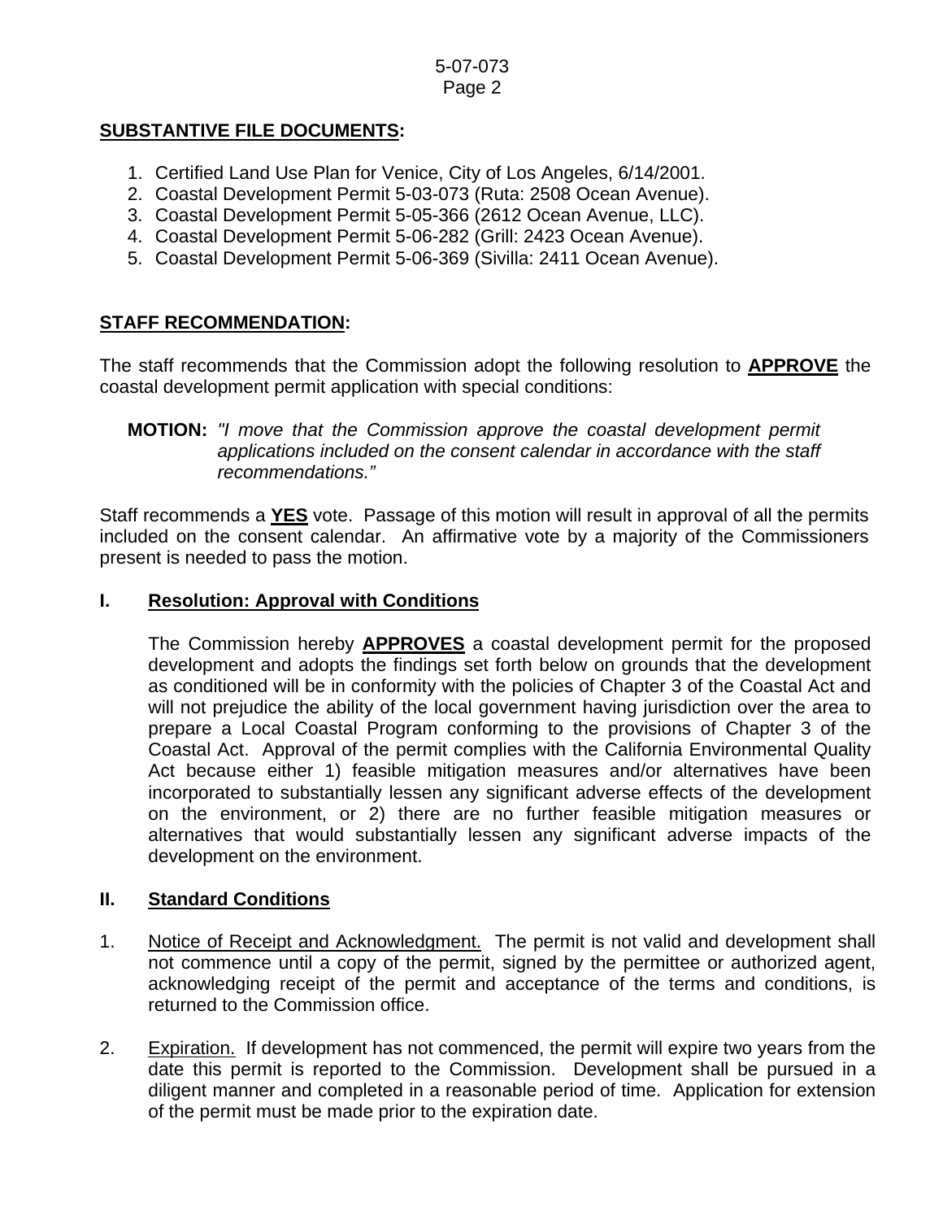**SUBSTANTIVE FILE DOCUMENTS:**

1. Certified Land Use Plan for Venice, City of Los Angeles, 6/14/2001.
2. Coastal Development Permit 5-03-073 (Ruta: 2508 Ocean Avenue).
3. Coastal Development Permit 5-05-366 (2612 Ocean Avenue, LLC).
4. Coastal Development Permit 5-06-282 (Grill: 2423 Ocean Avenue).
5. Coastal Development Permit 5-06-369 (Sivilla: 2411 Ocean Avenue).

**STAFF RECOMMENDATION:**

The staff recommends that the Commission adopt the following resolution to **APPROVE** the coastal development permit application with special conditions:

> **MOTION:** *"I move that the Commission approve the coastal development permit applications included on the consent calendar in accordance with the staff recommendations."*

Staff recommends a **YES** vote. Passage of this motion will result in approval of all the permits included on the consent calendar. An affirmative vote by a majority of the Commissioners present is needed to pass the motion.

## I. Resolution: Approval with Conditions

The Commission hereby **APPROVES** a coastal development permit for the proposed development and adopts the findings set forth below on grounds that the development as conditioned will be in conformity with the policies of Chapter 3 of the Coastal Act and will not prejudice the ability of the local government having jurisdiction over the area to prepare a Local Coastal Program conforming to the provisions of Chapter 3 of the Coastal Act. Approval of the permit complies with the California Environmental Quality Act because either 1) feasible mitigation measures and/or alternatives have been incorporated to substantially lessen any significant adverse effects of the development on the environment, or 2) there are no further feasible mitigation measures or alternatives that would substantially lessen any significant adverse impacts of the development on the environment.

## II. Standard Conditions

1. Notice of Receipt and Acknowledgment. The permit is not valid and development shall not commence until a copy of the permit, signed by the permittee or authorized agent, acknowledging receipt of the permit and acceptance of the terms and conditions, is returned to the Commission office.

2. Expiration. If development has not commenced, the permit will expire two years from the date this permit is reported to the Commission. Development shall be pursued in a diligent manner and completed in a reasonable period of time. Application for extension of the permit must be made prior to the expiration date.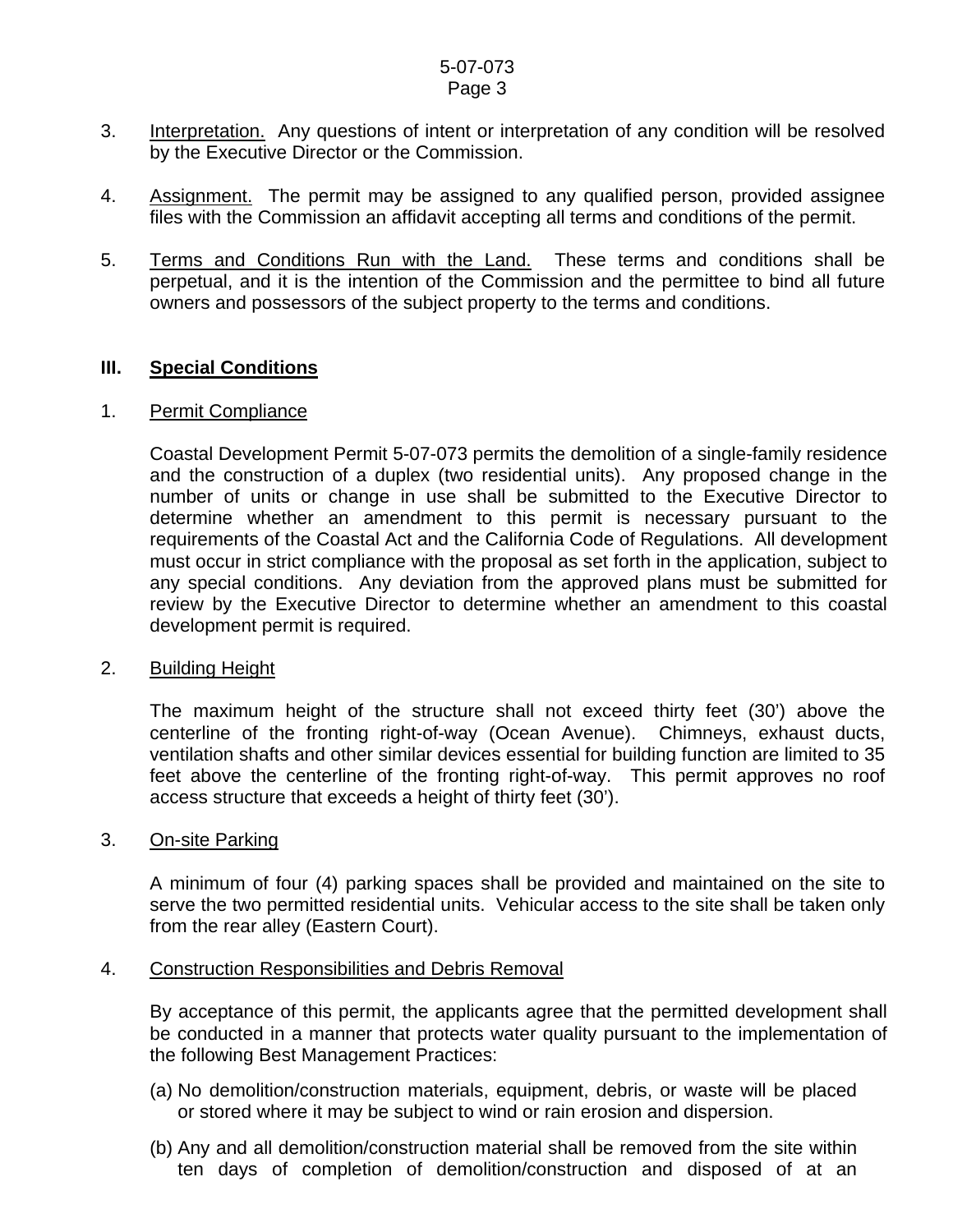3. Interpretation. Any questions of intent or interpretation of any condition will be resolved by the Executive Director or the Commission.

4. Assignment. The permit may be assigned to any qualified person, provided assignee files with the Commission an affidavit accepting all terms and conditions of the permit.

5. Terms and Conditions Run with the Land. These terms and conditions shall be perpetual, and it is the intention of the Commission and the permittee to bind all future owners and possessors of the subject property to the terms and conditions.

## III. Special Conditions

### 1. Permit Compliance

Coastal Development Permit 5-07-073 permits the demolition of a single-family residence and the construction of a duplex (two residential units). Any proposed change in the number of units or change in use shall be submitted to the Executive Director to determine whether an amendment to this permit is necessary pursuant to the requirements of the Coastal Act and the California Code of Regulations. All development must occur in strict compliance with the proposal as set forth in the application, subject to any special conditions. Any deviation from the approved plans must be submitted for review by the Executive Director to determine whether an amendment to this coastal development permit is required.

### 2. Building Height

The maximum height of the structure shall not exceed thirty feet (30') above the centerline of the fronting right-of-way (Ocean Avenue). Chimneys, exhaust ducts, ventilation shafts and other similar devices essential for building function are limited to 35 feet above the centerline of the fronting right-of-way. This permit approves no roof access structure that exceeds a height of thirty feet (30').

### 3. On-site Parking

A minimum of four (4) parking spaces shall be provided and maintained on the site to serve the two permitted residential units. Vehicular access to the site shall be taken only from the rear alley (Eastern Court).

### 4. Construction Responsibilities and Debris Removal

By acceptance of this permit, the applicants agree that the permitted development shall be conducted in a manner that protects water quality pursuant to the implementation of the following Best Management Practices:

(a) No demolition/construction materials, equipment, debris, or waste will be placed or stored where it may be subject to wind or rain erosion and dispersion.

(b) Any and all demolition/construction material shall be removed from the site within ten days of completion of demolition/construction and disposed of at an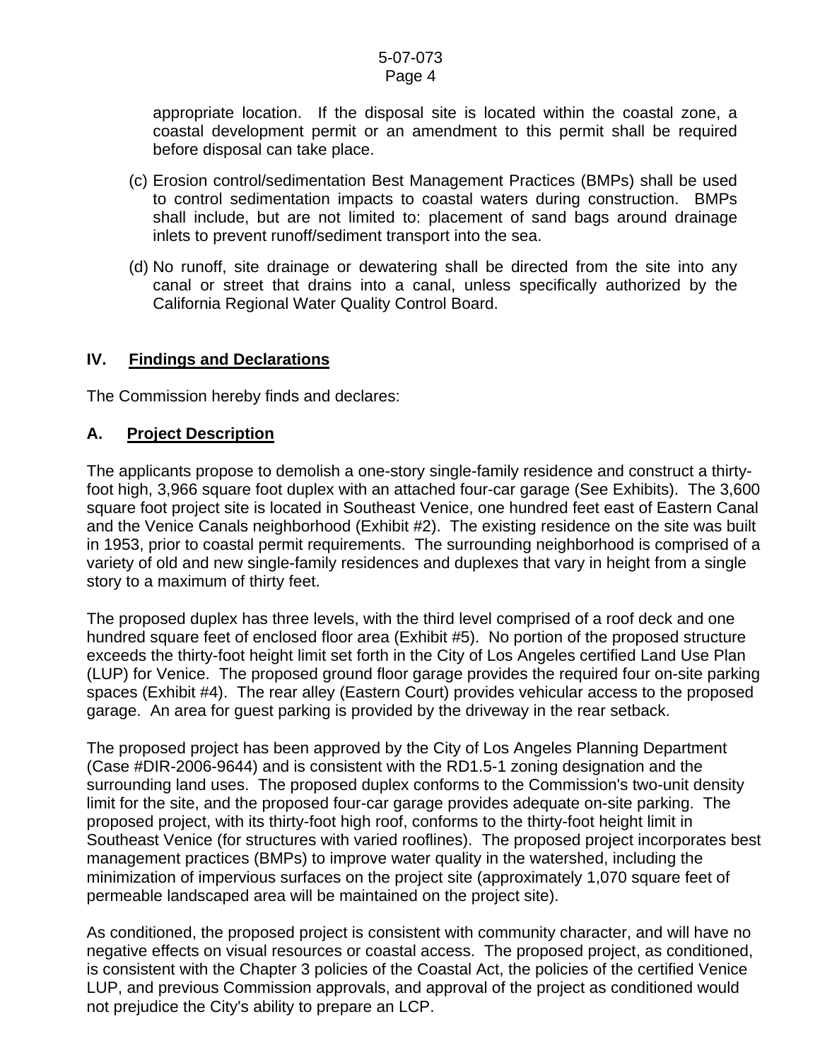appropriate location. If the disposal site is located within the coastal zone, a coastal development permit or an amendment to this permit shall be required before disposal can take place.

(c) Erosion control/sedimentation Best Management Practices (BMPs) shall be used to control sedimentation impacts to coastal waters during construction. BMPs shall include, but are not limited to: placement of sand bags around drainage inlets to prevent runoff/sediment transport into the sea.

(d) No runoff, site drainage or dewatering shall be directed from the site into any canal or street that drains into a canal, unless specifically authorized by the California Regional Water Quality Control Board.

## IV. Findings and Declarations

The Commission hereby finds and declares:

### A. Project Description

The applicants propose to demolish a one-story single-family residence and construct a thirty-foot high, 3,966 square foot duplex with an attached four-car garage (See Exhibits). The 3,600 square foot project site is located in Southeast Venice, one hundred feet east of Eastern Canal and the Venice Canals neighborhood (Exhibit #2). The existing residence on the site was built in 1953, prior to coastal permit requirements. The surrounding neighborhood is comprised of a variety of old and new single-family residences and duplexes that vary in height from a single story to a maximum of thirty feet.

The proposed duplex has three levels, with the third level comprised of a roof deck and one hundred square feet of enclosed floor area (Exhibit #5). No portion of the proposed structure exceeds the thirty-foot height limit set forth in the City of Los Angeles certified Land Use Plan (LUP) for Venice. The proposed ground floor garage provides the required four on-site parking spaces (Exhibit #4). The rear alley (Eastern Court) provides vehicular access to the proposed garage. An area for guest parking is provided by the driveway in the rear setback.

The proposed project has been approved by the City of Los Angeles Planning Department (Case #DIR-2006-9644) and is consistent with the RD1.5-1 zoning designation and the surrounding land uses. The proposed duplex conforms to the Commission's two-unit density limit for the site, and the proposed four-car garage provides adequate on-site parking. The proposed project, with its thirty-foot high roof, conforms to the thirty-foot height limit in Southeast Venice (for structures with varied rooflines). The proposed project incorporates best management practices (BMPs) to improve water quality in the watershed, including the minimization of impervious surfaces on the project site (approximately 1,070 square feet of permeable landscaped area will be maintained on the project site).

As conditioned, the proposed project is consistent with community character, and will have no negative effects on visual resources or coastal access. The proposed project, as conditioned, is consistent with the Chapter 3 policies of the Coastal Act, the policies of the certified Venice LUP, and previous Commission approvals, and approval of the project as conditioned would not prejudice the City's ability to prepare an LCP.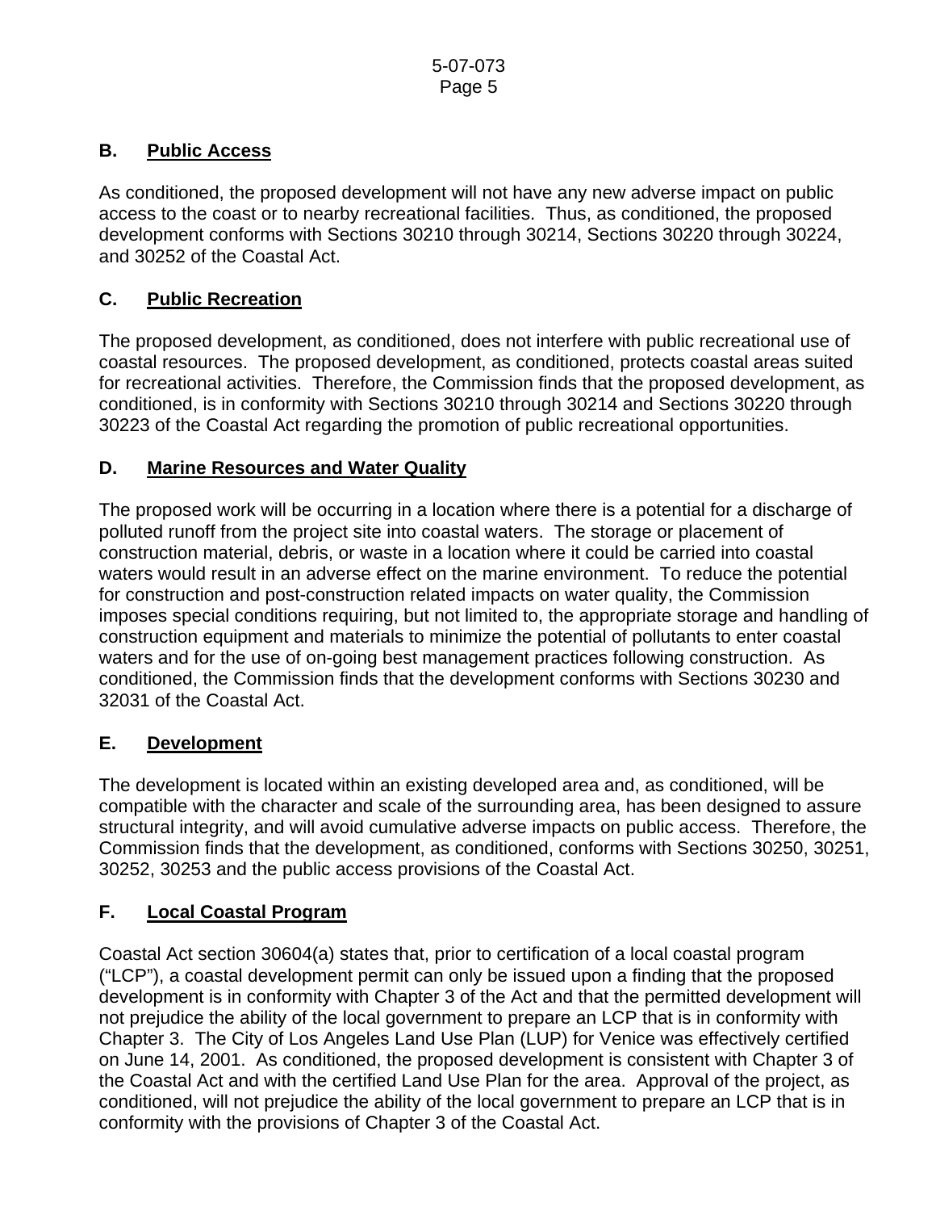## B. Public Access

As conditioned, the proposed development will not have any new adverse impact on public access to the coast or to nearby recreational facilities. Thus, as conditioned, the proposed development conforms with Sections 30210 through 30214, Sections 30220 through 30224, and 30252 of the Coastal Act.

## C. Public Recreation

The proposed development, as conditioned, does not interfere with public recreational use of coastal resources. The proposed development, as conditioned, protects coastal areas suited for recreational activities. Therefore, the Commission finds that the proposed development, as conditioned, is in conformity with Sections 30210 through 30214 and Sections 30220 through 30223 of the Coastal Act regarding the promotion of public recreational opportunities.

## D. Marine Resources and Water Quality

The proposed work will be occurring in a location where there is a potential for a discharge of polluted runoff from the project site into coastal waters. The storage or placement of construction material, debris, or waste in a location where it could be carried into coastal waters would result in an adverse effect on the marine environment. To reduce the potential for construction and post-construction related impacts on water quality, the Commission imposes special conditions requiring, but not limited to, the appropriate storage and handling of construction equipment and materials to minimize the potential of pollutants to enter coastal waters and for the use of on-going best management practices following construction. As conditioned, the Commission finds that the development conforms with Sections 30230 and 32031 of the Coastal Act.

## E. Development

The development is located within an existing developed area and, as conditioned, will be compatible with the character and scale of the surrounding area, has been designed to assure structural integrity, and will avoid cumulative adverse impacts on public access. Therefore, the Commission finds that the development, as conditioned, conforms with Sections 30250, 30251, 30252, 30253 and the public access provisions of the Coastal Act.

## F. Local Coastal Program

Coastal Act section 30604(a) states that, prior to certification of a local coastal program ("LCP"), a coastal development permit can only be issued upon a finding that the proposed development is in conformity with Chapter 3 of the Act and that the permitted development will not prejudice the ability of the local government to prepare an LCP that is in conformity with Chapter 3. The City of Los Angeles Land Use Plan (LUP) for Venice was effectively certified on June 14, 2001. As conditioned, the proposed development is consistent with Chapter 3 of the Coastal Act and with the certified Land Use Plan for the area. Approval of the project, as conditioned, will not prejudice the ability of the local government to prepare an LCP that is in conformity with the provisions of Chapter 3 of the Coastal Act.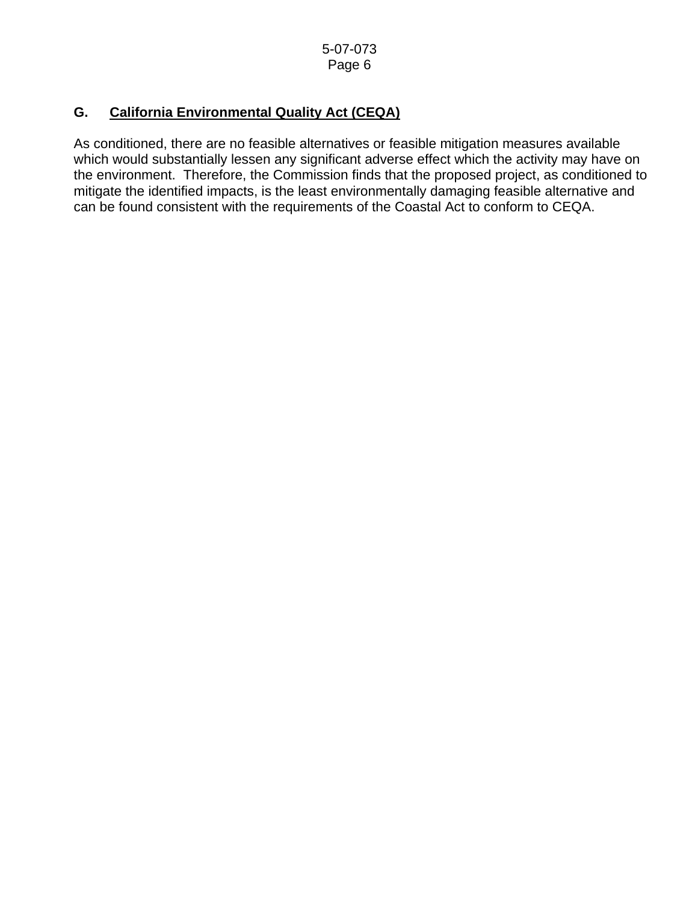### G. California Environmental Quality Act (CEQA)

As conditioned, there are no feasible alternatives or feasible mitigation measures available which would substantially lessen any significant adverse effect which the activity may have on the environment. Therefore, the Commission finds that the proposed project, as conditioned to mitigate the identified impacts, is the least environmentally damaging feasible alternative and can be found consistent with the requirements of the Coastal Act to conform to CEQA.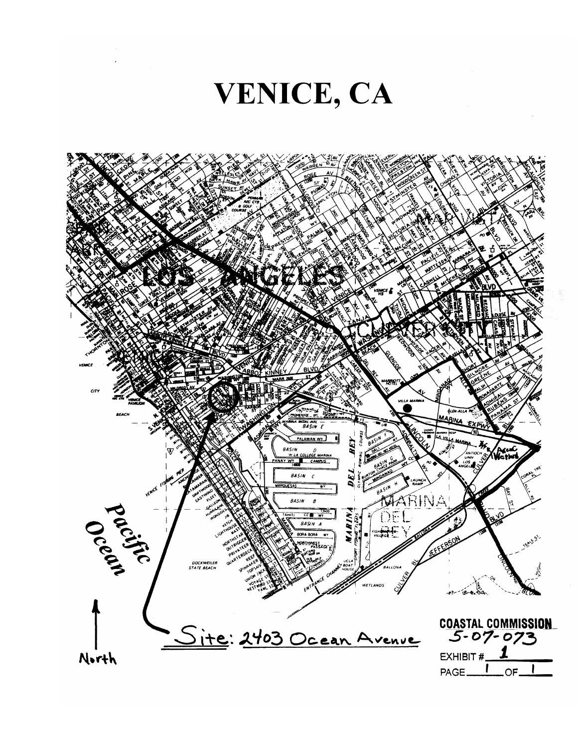# VENICE, CA

Site: 2403 Ocean Avenue

North

COASTAL COMMISSION
5-07-073
EXHIBIT # 1
PAGE 1 OF 1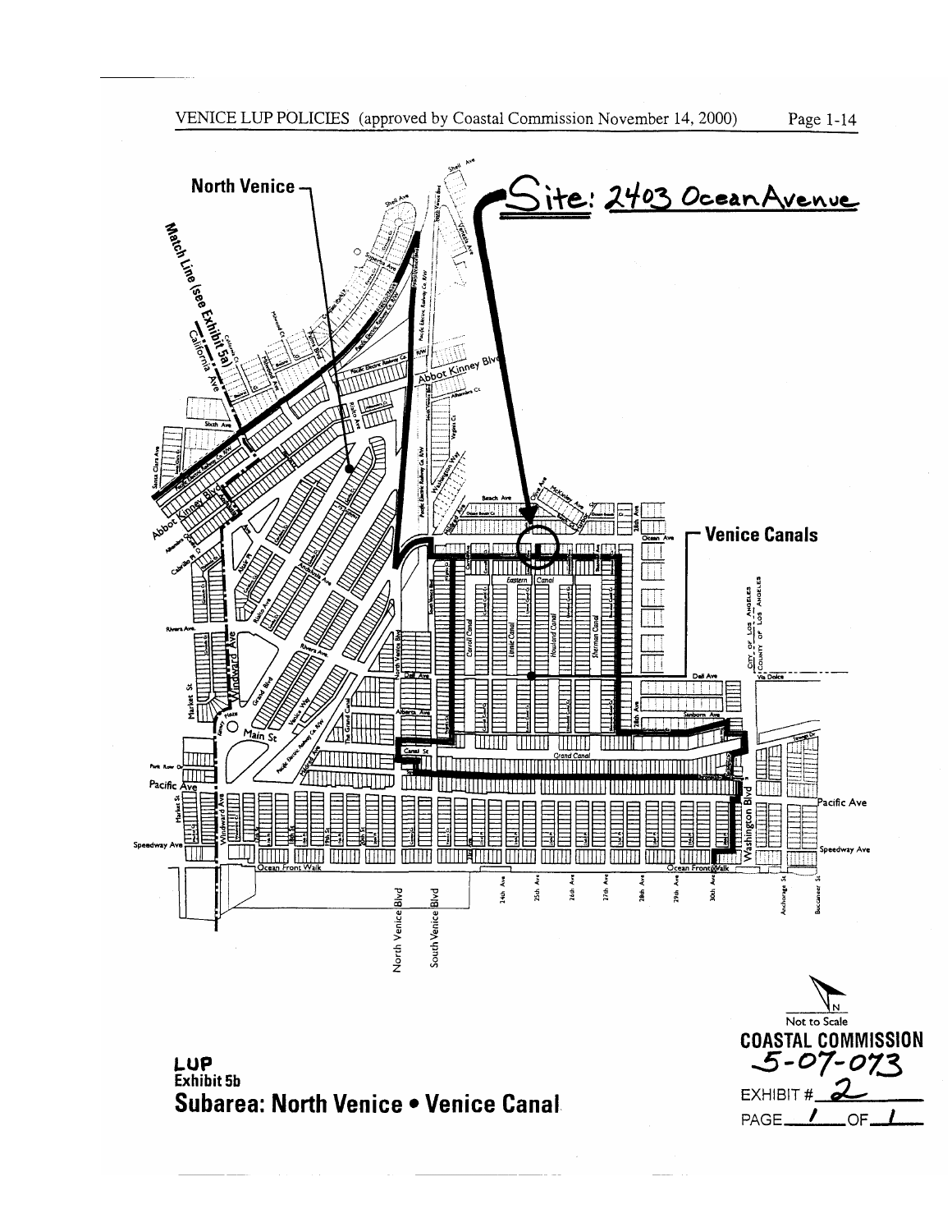VENICE LUP POLICIES (approved by Coastal Commission November 14, 2000)

Site: 2403 Ocean Avenue

North Venice

Venice Canals

Match Line (see Exhibit 5a)

Not to Scale

**COASTAL COMMISSION**
**5-07-073**
EXHIBIT # 2
PAGE 1 OF 1

**LUP**
**Exhibit 5b**
**Subarea: North Venice • Venice Canal**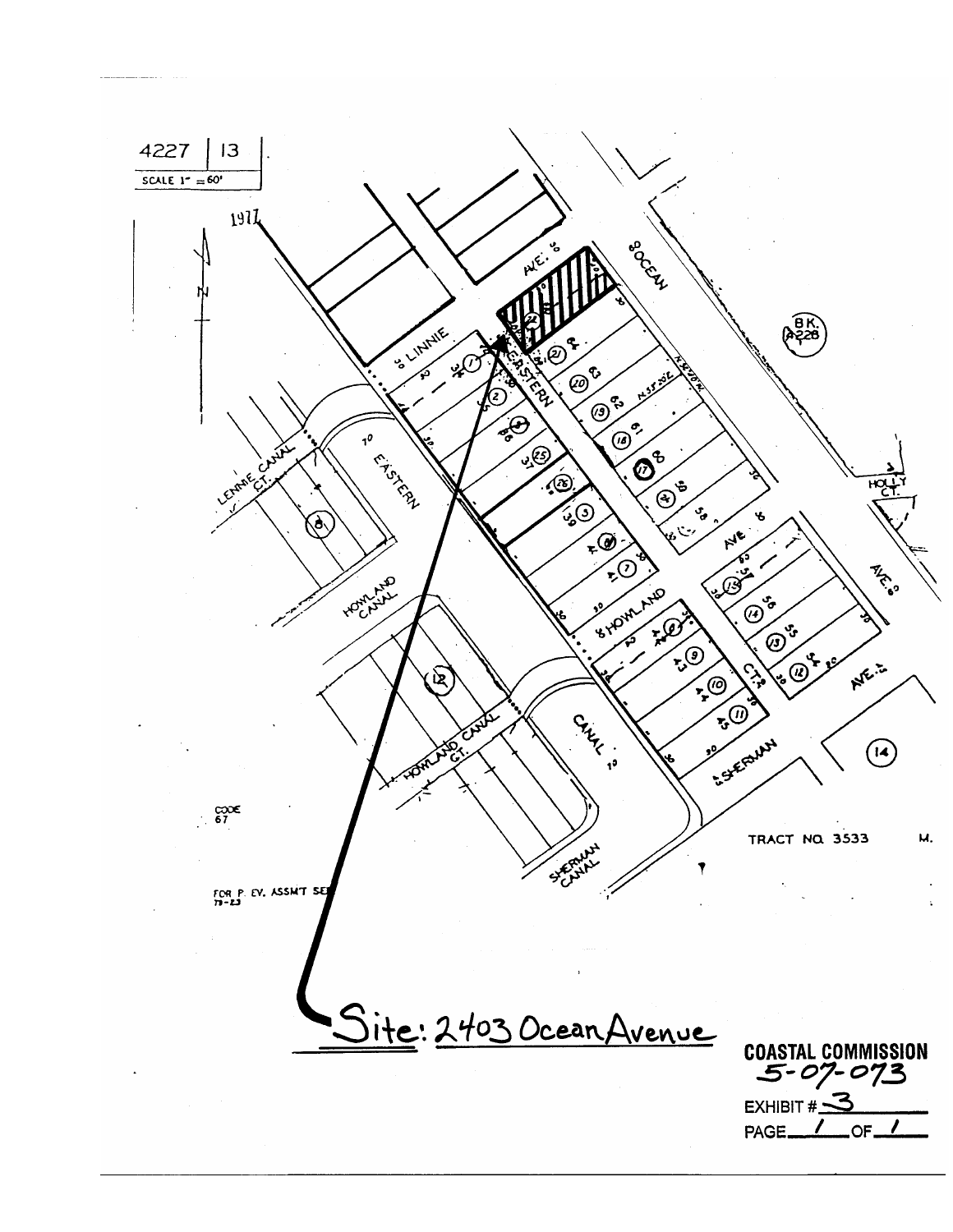4227 | 13

SCALE 1" = 60'

1977

LINNIE

EASTERN

OCEAN

AVE.

BK. 4228

LENNIE CANAL CT.

HOWLAND CANAL

HOWLAND

HOWLAND CANAL CT.

CANAL

SHERMAN CANAL

SHERMAN

HOLLY CT.

CODE 67

FOR P. EV. ASSM'T SEE 73-23

TRACT NO. 3533 M.

Site: 2403 Ocean Avenue

**COASTAL COMMISSION**
5-07-073

EXHIBIT # 3

PAGE 1 OF 1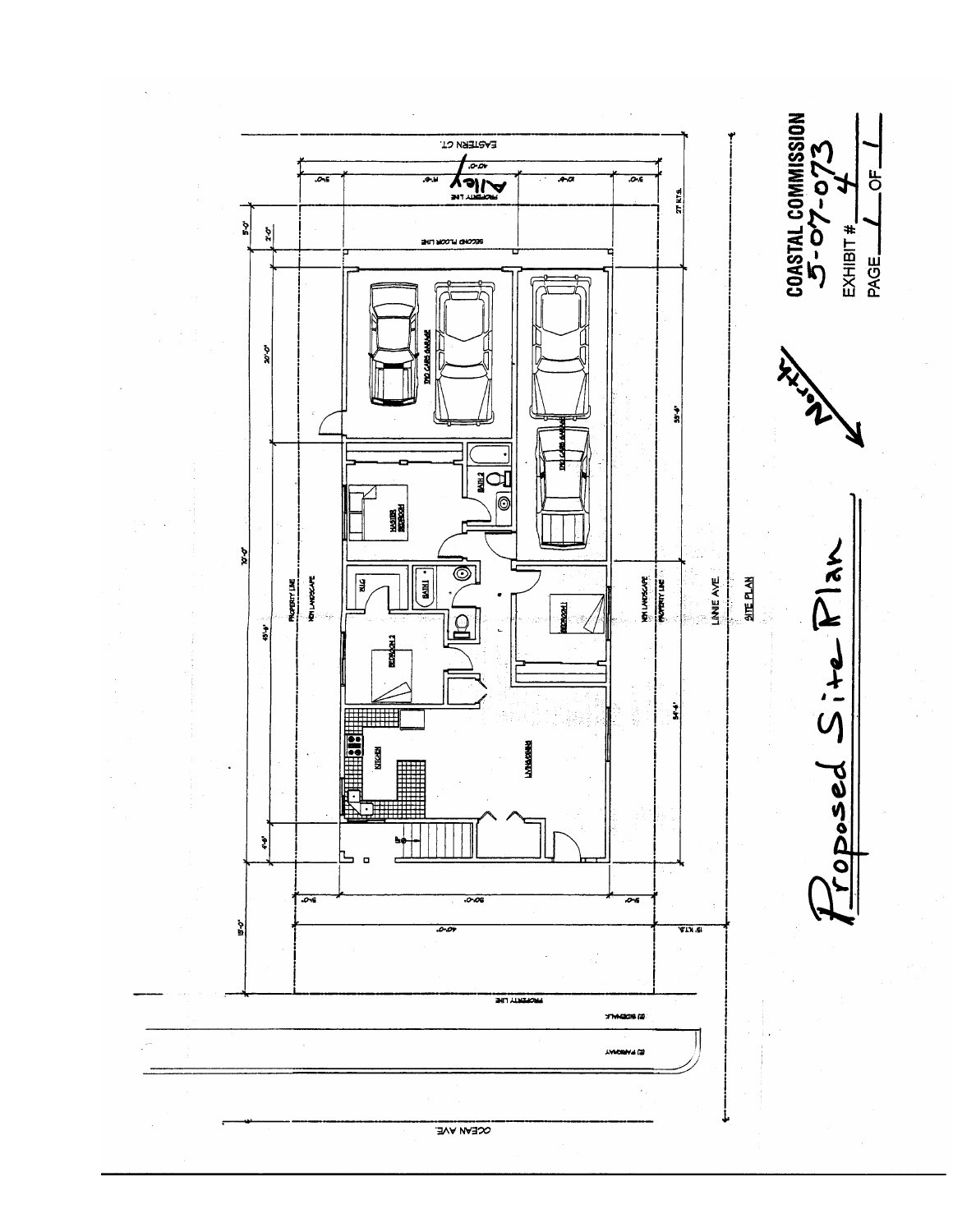EASTERN CT.

Alley

PROPERTY LINE

SECOND FLOOR LINE

TWO CARS GARAGE

TWO CARS GARAGE

MASTER BEDROOM

BATH 2

BATH 1

BEDROOM 1

BEDROOM 2

KITCHEN

LIVING/DINING

PROPERTY LINE

NEW LANDSCAPE

LINNIE AVE.

SITE PLAN

(E) SIDEWALK

(E) PARKWAY

OCEAN AVE.

North

Proposed Site Plan

**COASTAL COMMISSION**
**5-07-073**
**EXHIBIT # 4**
**PAGE 1 OF 1**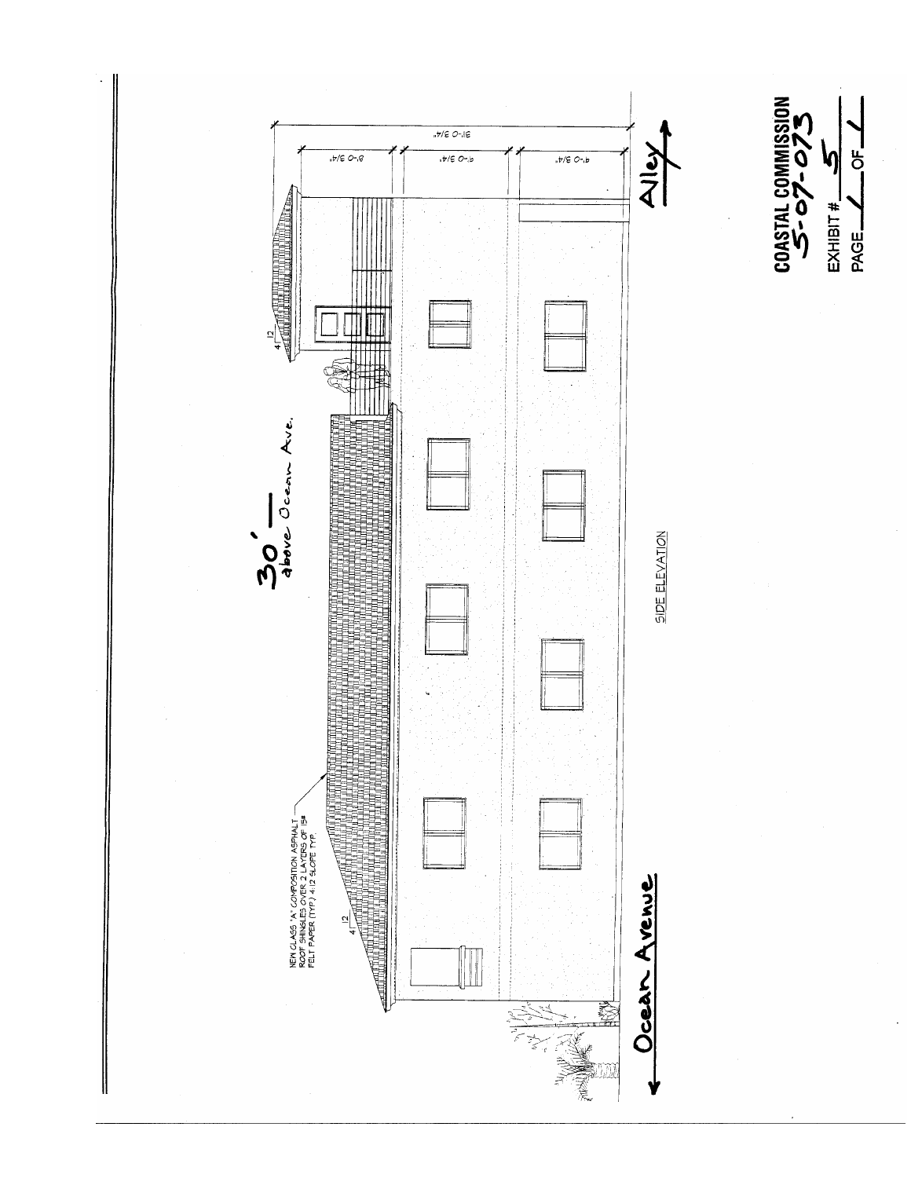30' — above Ocean Ave.

NEW CLASS 'A' COMPOSITION ASPHALT ROOF SHINGLES OVER 2 LAYERS OF 15# FELT PAPER (TYP.) 4:12 SLOPE TYP.

31'-0 3/4"

8'-0 3/4"

9'-0 3/4"

9'-0 3/4"

SIDE ELEVATION

Ocean Avenue

Alley

COASTAL COMMISSION
5-07-073

EXHIBIT # 5

PAGE 1 OF 1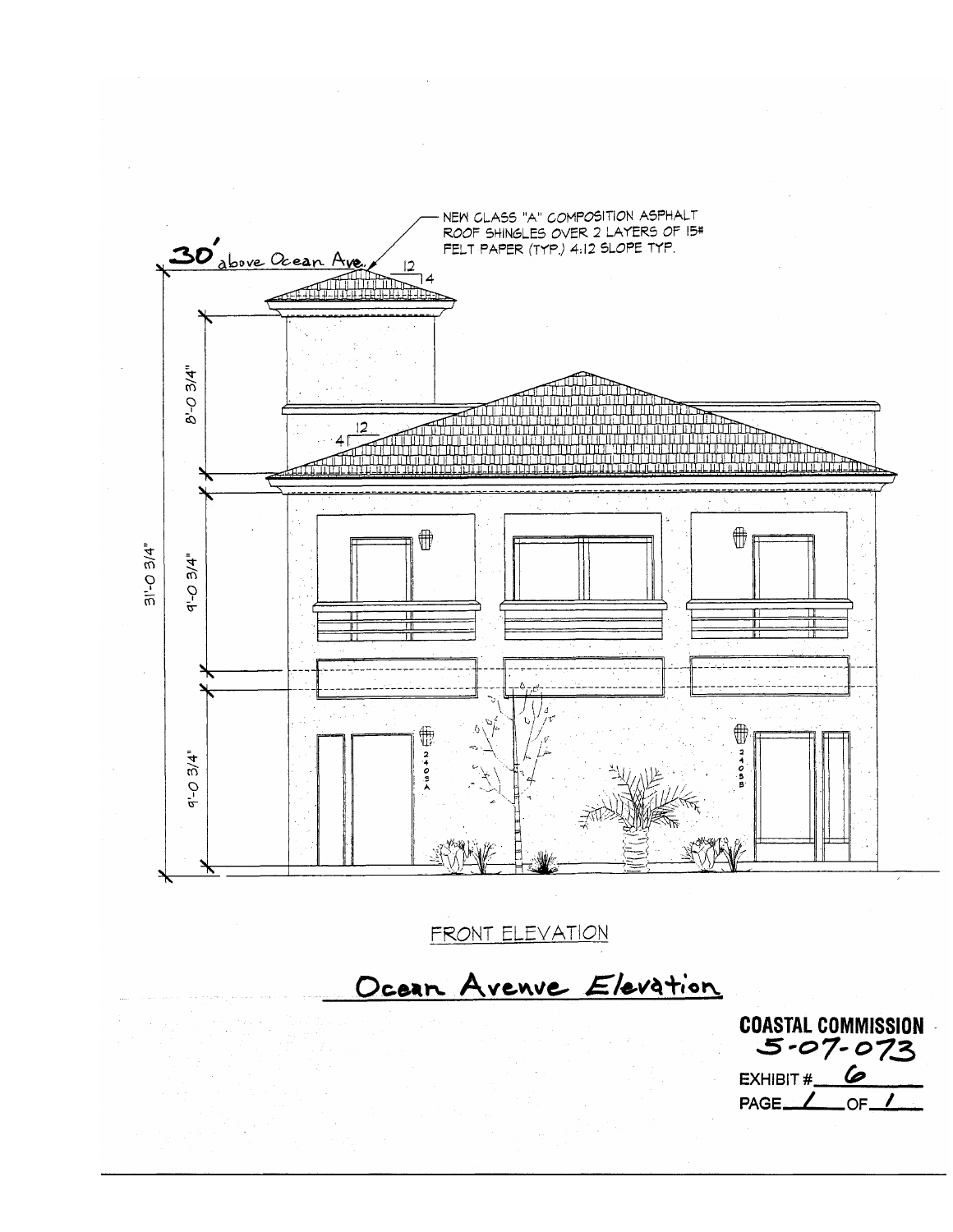NEW CLASS "A" COMPOSITION ASPHALT ROOF SHINGLES OVER 2 LAYERS OF 15# FELT PAPER (TYP.) 4:12 SLOPE TYP.

30' above Ocean Ave.

12
4

8'-0 3/4"

31'-0 3/4"

9'-0 3/4"

9'-0 3/4"

2405A

2405B

FRONT ELEVATION

Ocean Avenue Elevation

**COASTAL COMMISSION**
5-07-073

EXHIBIT # 6

PAGE 1 OF 1